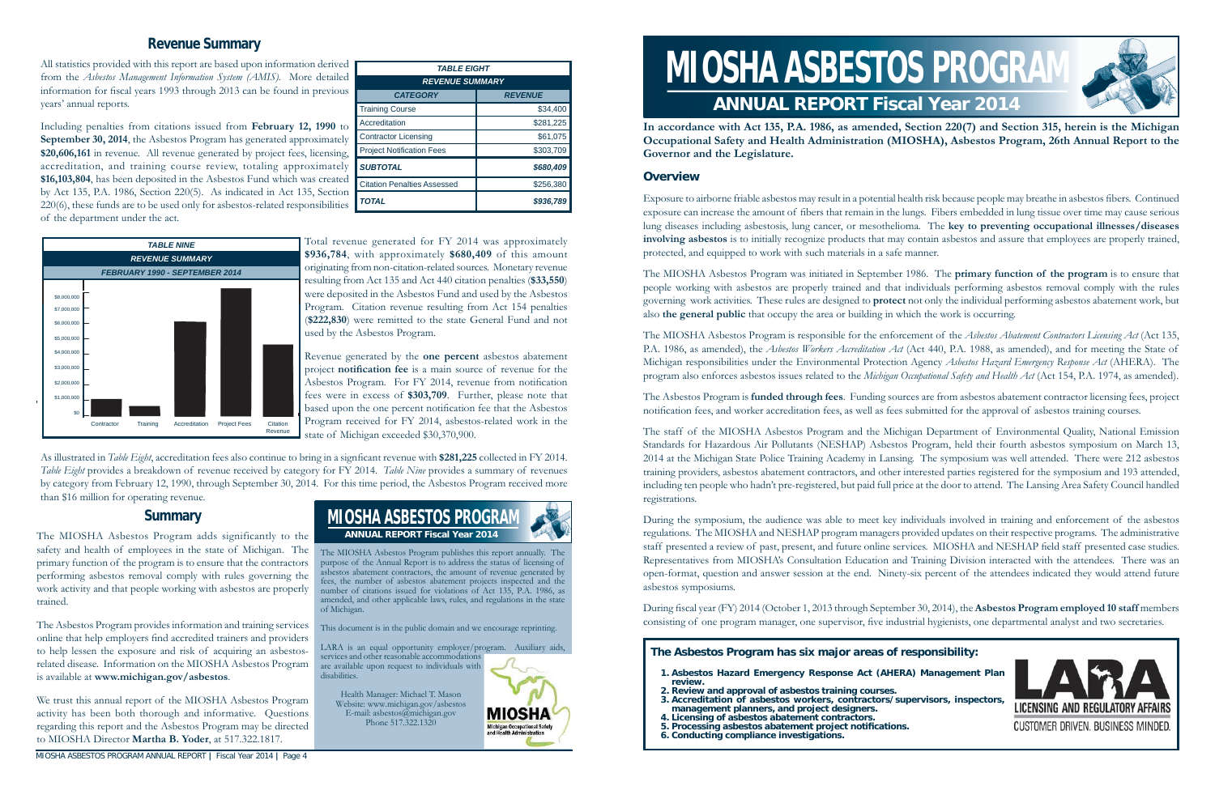## Revenue Summary

All statistics provided with this report are based upon information derived from the *Asbestos Management Information System (AMIS)*. More detailed information for fiscal years 1993 through 2013 can be found in previous years' annual reports.

Including penalties from citations issued from **February 12, 1990** to **September 30, 2014**, the Asbestos Program has generated approximately **$20,606,161** in revenue. All revenue generated by project fees, licensing, accreditation, and training course review, totaling approximately **$16,103,804**, has been deposited in the Asbestos Fund which was created by Act 135, P.A. 1986, Section 220(5). As indicated in Act 135, Section 220(6), these funds are to be used only for asbestos-related responsibilities of the department under the act.

| TABLE EIGHT | |
|---|---|
| REVENUE SUMMARY | |
| CATEGORY | REVENUE |
| Training Course | $34,400 |
| Accreditation | $281,225 |
| Contractor Licensing | $61,075 |
| Project Notification Fees | $303,709 |
| **SUBTOTAL** | **$680,409** |
| Citation Penalties Assessed | $256,380 |
| **TOTAL** | **$936,789** |

**TABLE NINE**
**REVENUE SUMMARY**
**FEBRUARY 1990 - SEPTEMBER 2014**

(Bar chart: Contractor, Training, Accreditation, Project Fees, Citation Revenue; y-axis $0 to $8,000,000)

Total revenue generated for FY 2014 was approximately **$936,784**, with approximately **$680,409** of this amount originating from non-citation-related sources. Monetary revenue resulting from Act 135 and Act 440 citation penalties (**$33,550**) were deposited in the Asbestos Fund and used by the Asbestos Program. Citation revenue resulting from Act 154 penalties (**$222,830**) were remitted to the state General Fund and not used by the Asbestos Program.

Revenue generated by the **one percent** asbestos abatement project **notification fee** is a main source of revenue for the Asbestos Program. For FY 2014, revenue from notification fees were in excess of **$303,709**. Further, please note that based upon the one percent notification fee that the Asbestos Program received for FY 2014, asbestos-related work in the state of Michigan exceeded $30,370,900.

As illustrated in *Table Eight*, accreditation fees also continue to bring in a signficant revenue with **$281,225** collected in FY 2014. *Table Eight* provides a breakdown of revenue received by category for FY 2014. *Table Nine* provides a summary of revenues by category from February 12, 1990, through September 30, 2014. For this time period, the Asbestos Program received more than $16 million for operating revenue.

## Summary

The MIOSHA Asbestos Program adds significantly to the safety and health of employees in the state of Michigan. The primary function of the program is to ensure that the contractors performing asbestos removal comply with rules governing the work activity and that people working with asbestos are properly trained.

The Asbestos Program provides information and training services online that help employers find accredited trainers and providers to help lessen the exposure and risk of acquiring an asbestos-related disease. Information on the MIOSHA Asbestos Program is available at **www.michigan.gov/asbestos**.

We trust this annual report of the MIOSHA Asbestos Program activity has been both thorough and informative. Questions regarding this report and the Asbestos Program may be directed to MIOSHA Director **Martha B. Yoder**, at 517.322.1817.

**MIOSHA ASBESTOS PROGRAM**
**ANNUAL REPORT Fiscal Year 2014**

The MIOSHA Asbestos Program publishes this report annually. The purpose of the Annual Report is to address the status of licensing of asbestos abatement contractors, the amount of revenue generated by fees, the number of asbestos abatement projects inspected and the number of citations issued for violations of Act 135, P.A. 1986, as amended, and other applicable laws, rules, and regulations in the state of Michigan.

This document is in the public domain and we encourage reprinting.

LARA is an equal opportunity employer/program. Auxiliary aids, services and other reasonable accommodations are available upon request to individuals with disabilities.

Health Manager: Michael T. Mason
Website: www.michigan.gov/asbestos
E-mail: asbestos@michigan.gov
Phone 517.322.1320

# MIOSHA ASBESTOS PROGRAM

## ANNUAL REPORT Fiscal Year 2014

**In accordance with Act 135, P.A. 1986, as amended, Section 220(7) and Section 315, herein is the Michigan Occupational Safety and Health Administration (MIOSHA), Asbestos Program, 26th Annual Report to the Governor and the Legislature.**

### Overview

Exposure to airborne friable asbestos may result in a potential health risk because people may breathe in asbestos fibers. Continued exposure can increase the amount of fibers that remain in the lungs. Fibers embedded in lung tissue over time may cause serious lung diseases including asbestosis, lung cancer, or mesothelioma. The **key to preventing occupational illnesses/diseases involving asbestos** is to initially recognize products that may contain asbestos and assure that employees are properly trained, protected, and equipped to work with such materials in a safe manner.

The MIOSHA Asbestos Program was initiated in September 1986. The **primary function of the program** is to ensure that people working with asbestos are properly trained and that individuals performing asbestos removal comply with the rules governing work activities. These rules are designed to **protect** not only the individual performing asbestos abatement work, but also **the general public** that occupy the area or building in which the work is occurring.

The MIOSHA Asbestos Program is responsible for the enforcement of the *Asbestos Abatement Contractors Licensing Act* (Act 135, P.A. 1986, as amended), the *Asbestos Workers Accreditation Act* (Act 440, P.A. 1988, as amended), and for meeting the State of Michigan responsibilities under the Environmental Protection Agency *Asbestos Hazard Emergency Response Act* (AHERA). The program also enforces asbestos issues related to the *Michigan Occupational Safety and Health Act* (Act 154, P.A. 1974, as amended).

The Asbestos Program is **funded through fees**. Funding sources are from asbestos abatement contractor licensing fees, project notification fees, and worker accreditation fees, as well as fees submitted for the approval of asbestos training courses.

The staff of the MIOSHA Asbestos Program and the Michigan Department of Environmental Quality, National Emission Standards for Hazardous Air Pollutants (NESHAP) Asbestos Program, held their fourth asbestos symposium on March 13, 2014 at the Michigan State Police Training Academy in Lansing. The symposium was well attended. There were 212 asbestos training providers, asbestos abatement contractors, and other interested parties registered for the symposium and 193 attended, including ten people who hadn't pre-registered, but paid full price at the door to attend. The Lansing Area Safety Council handled registrations.

During the symposium, the audience was able to meet key individuals involved in training and enforcement of the asbestos regulations. The MIOSHA and NESHAP program managers provided updates on their respective programs. The administrative staff presented a review of past, present, and future online services. MIOSHA and NESHAP field staff presented case studies. Representatives from MIOSHA's Consultation Education and Training Division interacted with the attendees. There was an open-format, question and answer session at the end. Ninety-six percent of the attendees indicated they would attend future asbestos symposiums.

During fiscal year (FY) 2014 (October 1, 2013 through September 30, 2014), the **Asbestos Program employed 10 staff** members consisting of one program manager, one supervisor, five industrial hygienists, one departmental analyst and two secretaries.

### The Asbestos Program has six major areas of responsibility:

1. **Asbestos Hazard Emergency Response Act (AHERA) Management Plan review.**
2. **Review and approval of asbestos training courses.**
3. **Accreditation of asbestos workers, contractors/supervisors, inspectors, management planners, and project designers.**
4. **Licensing of asbestos abatement contractors.**
5. **Processing asbestos abatement project notifications.**
6. **Conducting compliance investigations.**

LARA LICENSING AND REGULATORY AFFAIRS
CUSTOMER DRIVEN. BUSINESS MINDED.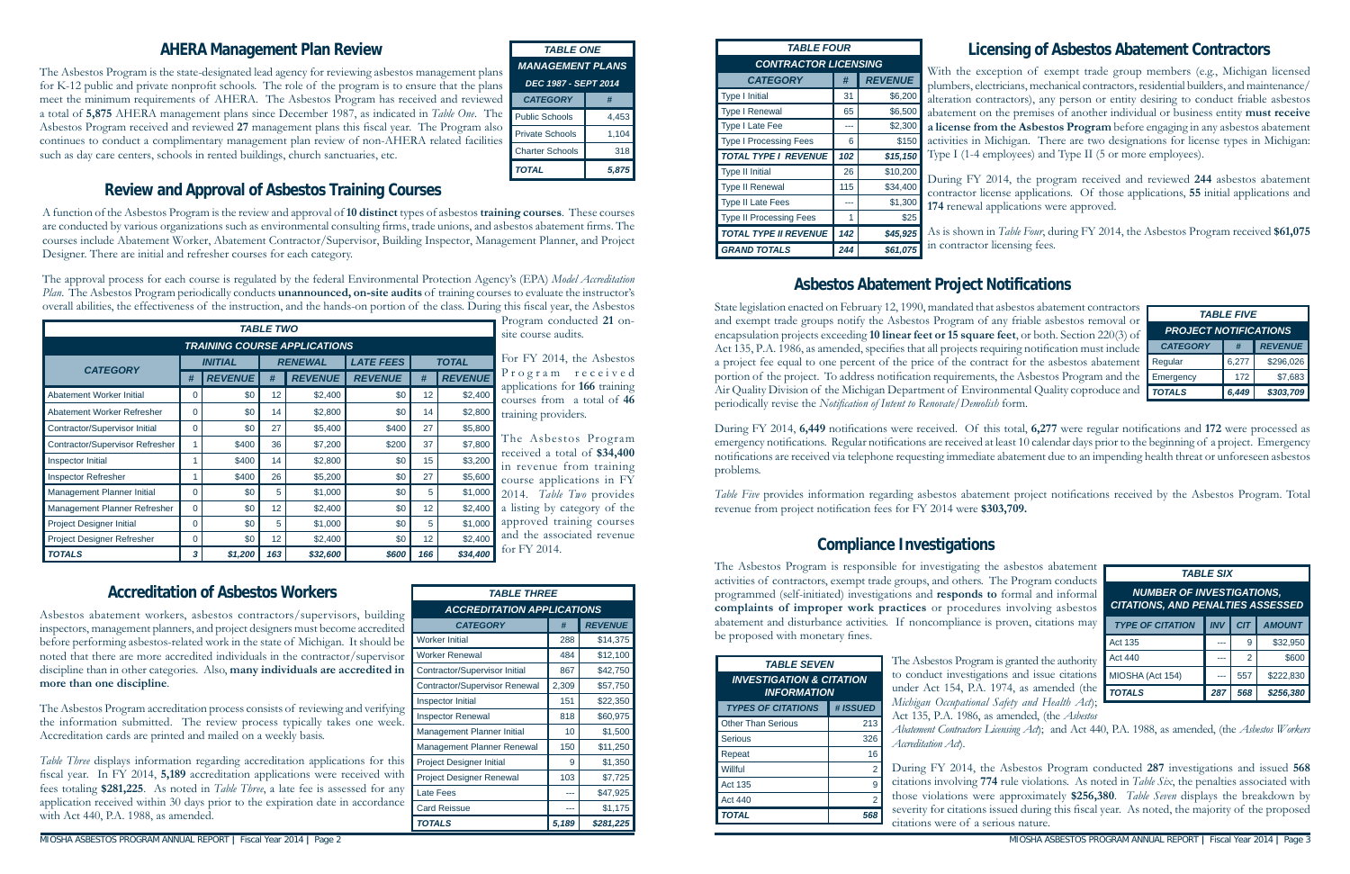## AHERA Management Plan Review

The Asbestos Program is the state-designated lead agency for reviewing asbestos management plans for K-12 public and private nonprofit schools. The role of the program is to ensure that the plans meet the minimum requirements of AHERA. The Asbestos Program has received and reviewed a total of **5,875** AHERA management plans since December 1987, as indicated in *Table One*. The Asbestos Program received and reviewed **27** management plans this fiscal year. The Program also continues to conduct a complimentary management plan review of non-AHERA related facilities such as day care centers, schools in rented buildings, church sanctuaries, etc.

| TABLE ONE | |
|---|---|
| **MANAGEMENT PLANS** | |
| **DEC 1987 - SEPT 2014** | |
| **CATEGORY** | **#** |
| Public Schools | 4,453 |
| Private Schools | 1,104 |
| Charter Schools | 318 |
| **TOTAL** | **5,875** |

## Review and Approval of Asbestos Training Courses

A function of the Asbestos Program is the review and approval of **10 distinct** types of asbestos **training courses**. These courses are conducted by various organizations such as environmental consulting firms, trade unions, and asbestos abatement firms. The courses include Abatement Worker, Abatement Contractor/Supervisor, Building Inspector, Management Planner, and Project Designer. There are initial and refresher courses for each category.

The approval process for each course is regulated by the federal Environmental Protection Agency's (EPA) *Model Accreditation Plan*. The Asbestos Program periodically conducts **unannounced, on-site audits** of training courses to evaluate the instructor's overall abilities, the effectiveness of the instruction, and the hands-on portion of the class. During this fiscal year, the Asbestos Program conducted **21** on-site course audits.

| TABLE TWO | | | | | | | |
|---|---|---|---|---|---|---|---|
| **TRAINING COURSE APPLICATIONS** | | | | | | | |
| **CATEGORY** | **INITIAL** | | **RENEWAL** | | **LATE FEES** | **TOTAL** | |
| | **#** | **REVENUE** | **#** | **REVENUE** | **REVENUE** | **#** | **REVENUE** |
| Abatement Worker Initial | 0 | $0 | 12 | $2,400 | $0 | 12 | $2,400 |
| Abatement Worker Refresher | 0 | $0 | 14 | $2,800 | $0 | 14 | $2,800 |
| Contractor/Supervisor Initial | 0 | $0 | 27 | $5,400 | $400 | 27 | $5,800 |
| Contractor/Supervisor Refresher | 1 | $400 | 36 | $7,200 | $200 | 37 | $7,800 |
| Inspector Initial | 1 | $400 | 14 | $2,800 | $0 | 15 | $3,200 |
| Inspector Refresher | 1 | $400 | 26 | $5,200 | $0 | 27 | $5,600 |
| Management Planner Initial | 0 | $0 | 5 | $1,000 | $0 | 5 | $1,000 |
| Management Planner Refresher | 0 | $0 | 12 | $2,400 | $0 | 12 | $2,400 |
| Project Designer Initial | 0 | $0 | 5 | $1,000 | $0 | 5 | $1,000 |
| Project Designer Refresher | 0 | $0 | 12 | $2,400 | $0 | 12 | $2,400 |
| **TOTALS** | **3** | **$1,200** | **163** | **$32,600** | **$600** | **166** | **$34,400** |

For FY 2014, the Asbestos Program received applications for **166** training courses from a total of **46** training providers.

The Asbestos Program received a total of **$34,400** in revenue from training course applications in FY 2014. *Table Two* provides a listing by category of the approved training courses and the associated revenue for FY 2014.

## Accreditation of Asbestos Workers

Asbestos abatement workers, asbestos contractors/supervisors, building inspectors, management planners, and project designers must become accredited before performing asbestos-related work in the state of Michigan. It should be noted that there are more accredited individuals in the contractor/supervisor discipline than in other categories. Also, **many individuals are accredited in more than one discipline**.

The Asbestos Program accreditation process consists of reviewing and verifying the information submitted. The review process typically takes one week. Accreditation cards are printed and mailed on a weekly basis.

*Table Three* displays information regarding accreditation applications for this fiscal year. In FY 2014, **5,189** accreditation applications were received with fees totaling **$281,225**. As noted in *Table Three*, a late fee is assessed for any application received within 30 days prior to the expiration date in accordance with Act 440, P.A. 1988, as amended.

| TABLE THREE | | |
|---|---|---|
| **ACCREDITATION APPLICATIONS** | | |
| **CATEGORY** | **#** | **REVENUE** |
| Worker Initial | 288 | $14,375 |
| Worker Renewal | 484 | $12,100 |
| Contractor/Supervisor Initial | 867 | $42,750 |
| Contractor/Supervisor Renewal | 2,309 | $57,750 |
| Inspector Initial | 151 | $22,350 |
| Inspector Renewal | 818 | $60,975 |
| Management Planner Initial | 10 | $1,500 |
| Management Planner Renewal | 150 | $11,250 |
| Project Designer Initial | 9 | $1,350 |
| Project Designer Renewal | 103 | $7,725 |
| Late Fees | --- | $47,925 |
| Card Reissue | --- | $1,175 |
| **TOTALS** | **5,189** | **$281,225** |

| TABLE FOUR | | |
|---|---|---|
| **CONTRACTOR LICENSING** | | |
| **CATEGORY** | **#** | **REVENUE** |
| Type I Initial | 31 | $6,200 |
| Type I Renewal | 65 | $6,500 |
| Type I Late Fee | --- | $2,300 |
| Type I Processing Fees | 6 | $150 |
| **TOTAL TYPE I REVENUE** | **102** | **$15,150** |
| Type II Initial | 26 | $10,200 |
| Type II Renewal | 115 | $34,400 |
| Type II Late Fees | --- | $1,300 |
| Type II Processing Fees | 1 | $25 |
| **TOTAL TYPE II REVENUE** | **142** | **$45,925** |
| **GRAND TOTALS** | **244** | **$61,075** |

## Licensing of Asbestos Abatement Contractors

With the exception of exempt trade group members (e.g., Michigan licensed plumbers, electricians, mechanical contractors, residential builders, and maintenance/alteration contractors), any person or entity desiring to conduct friable asbestos abatement on the premises of another individual or business entity **must receive a license from the Asbestos Program** before engaging in any asbestos abatement activities in Michigan. There are two designations for license types in Michigan: Type I (1-4 employees) and Type II (5 or more employees).

During FY 2014, the program received and reviewed **244** asbestos abatement contractor license applications. Of those applications, **55** initial applications and **174** renewal applications were approved.

As is shown in *Table Four*, during FY 2014, the Asbestos Program received **$61,075** in contractor licensing fees.

## Asbestos Abatement Project Notifications

State legislation enacted on February 12, 1990, mandated that asbestos abatement contractors and exempt trade groups notify the Asbestos Program of any friable asbestos removal or encapsulation projects exceeding **10 linear feet or 15 square feet**, or both. Section 220(3) of Act 135, P.A. 1986, as amended, specifies that all projects requiring notification must include a project fee equal to one percent of the price of the contract for the asbestos abatement portion of the project. To address notification requirements, the Asbestos Program and the Air Quality Division of the Michigan Department of Environmental Quality coproduce and periodically revise the *Notification of Intent to Renovate/Demolish* form.

| TABLE FIVE | | |
|---|---|---|
| **PROJECT NOTIFICATIONS** | | |
| **CATEGORY** | **#** | **REVENUE** |
| Regular | 6,277 | $296,026 |
| Emergency | 172 | $7,683 |
| **TOTALS** | **6,449** | **$303,709** |

During FY 2014, **6,449** notifications were received. Of this total, **6,277** were regular notifications and **172** were processed as emergency notifications. Regular notifications are received at least 10 calendar days prior to the beginning of a project. Emergency notifications are received via telephone requesting immediate abatement due to an impending health threat or unforeseen asbestos problems.

*Table Five* provides information regarding asbestos abatement project notifications received by the Asbestos Program. Total revenue from project notification fees for FY 2014 were **$303,709.**

## Compliance Investigations

The Asbestos Program is responsible for investigating the asbestos abatement activities of contractors, exempt trade groups, and others. The Program conducts programmed (self-initiated) investigations and **responds to** formal and informal **complaints of improper work practices** or procedures involving asbestos abatement and disturbance activities. If noncompliance is proven, citations may be proposed with monetary fines.

| TABLE SIX | | | |
|---|---|---|---|
| **NUMBER OF INVESTIGATIONS, CITATIONS, AND PENALTIES ASSESSED** | | | |
| **TYPE OF CITATION** | **INV** | **CIT** | **AMOUNT** |
| Act 135 | --- | 9 | $32,950 |
| Act 440 | --- | 2 | $600 |
| MIOSHA (Act 154) | --- | 557 | $222,830 |
| **TOTALS** | **287** | **568** | **$256,380** |

| TABLE SEVEN | |
|---|---|
| **INVESTIGATION & CITATION INFORMATION** | |
| **TYPES OF CITATIONS** | **# ISSUED** |
| Other Than Serious | 213 |
| Serious | 326 |
| Repeat | 16 |
| Willful | 2 |
| Act 135 | 9 |
| Act 440 | 2 |
| **TOTAL** | **568** |

The Asbestos Program is granted the authority to conduct investigations and issue citations under Act 154, P.A. 1974, as amended (the *Michigan Occupational Safety and Health Act*); Act 135, P.A. 1986, as amended, (the *Asbestos Abatement Contractors Licensing Act*); and Act 440, P.A. 1988, as amended, (the *Asbestos Workers Accreditation Act*).

During FY 2014, the Asbestos Program conducted **287** investigations and issued **568** citations involving **774** rule violations. As noted in *Table Six*, the penalties associated with those violations were approximately **$256,380**. *Table Seven* displays the breakdown by severity for citations issued during this fiscal year. As noted, the majority of the proposed citations were of a serious nature.